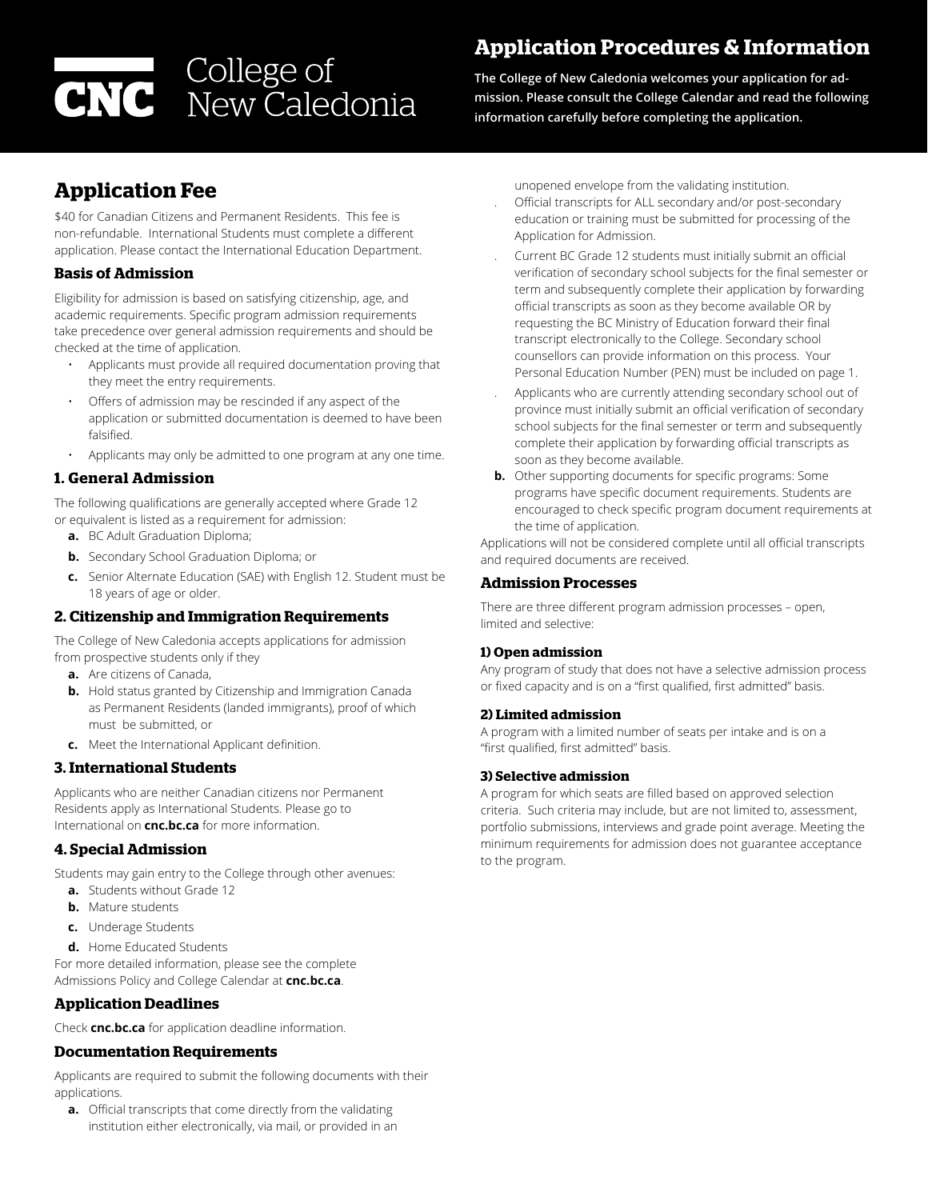# CNC College of New Caledonia

# Application Procedures & Information

**The College of New Caledonia welcomes your application for admission. Please consult the College Calendar and read the following information carefully before completing the application.**

## Application Fee

$40 for Canadian Citizens and Permanent Residents. This fee is non-refundable. International Students must complete a different application. Please contact the International Education Department.

### Basis of Admission

Eligibility for admission is based on satisfying citizenship, age, and academic requirements. Specific program admission requirements take precedence over general admission requirements and should be checked at the time of application.

- Applicants must provide all required documentation proving that they meet the entry requirements.
- Offers of admission may be rescinded if any aspect of the application or submitted documentation is deemed to have been falsified.
- Applicants may only be admitted to one program at any one time.

### 1. General Admission

The following qualifications are generally accepted where Grade 12 or equivalent is listed as a requirement for admission:

**a.** BC Adult Graduation Diploma;

**b.** Secondary School Graduation Diploma; or

**c.** Senior Alternate Education (SAE) with English 12. Student must be 18 years of age or older.

### 2. Citizenship and Immigration Requirements

The College of New Caledonia accepts applications for admission from prospective students only if they

**a.** Are citizens of Canada,

**b.** Hold status granted by Citizenship and Immigration Canada as Permanent Residents (landed immigrants), proof of which must be submitted, or

**c.** Meet the International Applicant definition.

### 3. International Students

Applicants who are neither Canadian citizens nor Permanent Residents apply as International Students. Please go to International on **cnc.bc.ca** for more information.

### 4. Special Admission

Students may gain entry to the College through other avenues:

**a.** Students without Grade 12

**b.** Mature students

**c.** Underage Students

**d.** Home Educated Students

For more detailed information, please see the complete Admissions Policy and College Calendar at **cnc.bc.ca**.

### Application Deadlines

Check **cnc.bc.ca** for application deadline information.

### Documentation Requirements

Applicants are required to submit the following documents with their applications.

**a.** Official transcripts that come directly from the validating institution either electronically, via mail, or provided in an unopened envelope from the validating institution.

- Official transcripts for ALL secondary and/or post-secondary education or training must be submitted for processing of the Application for Admission.
- Current BC Grade 12 students must initially submit an official verification of secondary school subjects for the final semester or term and subsequently complete their application by forwarding official transcripts as soon as they become available OR by requesting the BC Ministry of Education forward their final transcript electronically to the College. Secondary school counsellors can provide information on this process. Your Personal Education Number (PEN) must be included on page 1.
- Applicants who are currently attending secondary school out of province must initially submit an official verification of secondary school subjects for the final semester or term and subsequently complete their application by forwarding official transcripts as soon as they become available.

**b.** Other supporting documents for specific programs: Some programs have specific document requirements. Students are encouraged to check specific program document requirements at the time of application.

Applications will not be considered complete until all official transcripts and required documents are received.

### Admission Processes

There are three different program admission processes – open, limited and selective:

#### 1) Open admission

Any program of study that does not have a selective admission process or fixed capacity and is on a "first qualified, first admitted" basis.

#### 2) Limited admission

A program with a limited number of seats per intake and is on a "first qualified, first admitted" basis.

#### 3) Selective admission

A program for which seats are filled based on approved selection criteria. Such criteria may include, but are not limited to, assessment, portfolio submissions, interviews and grade point average. Meeting the minimum requirements for admission does not guarantee acceptance to the program.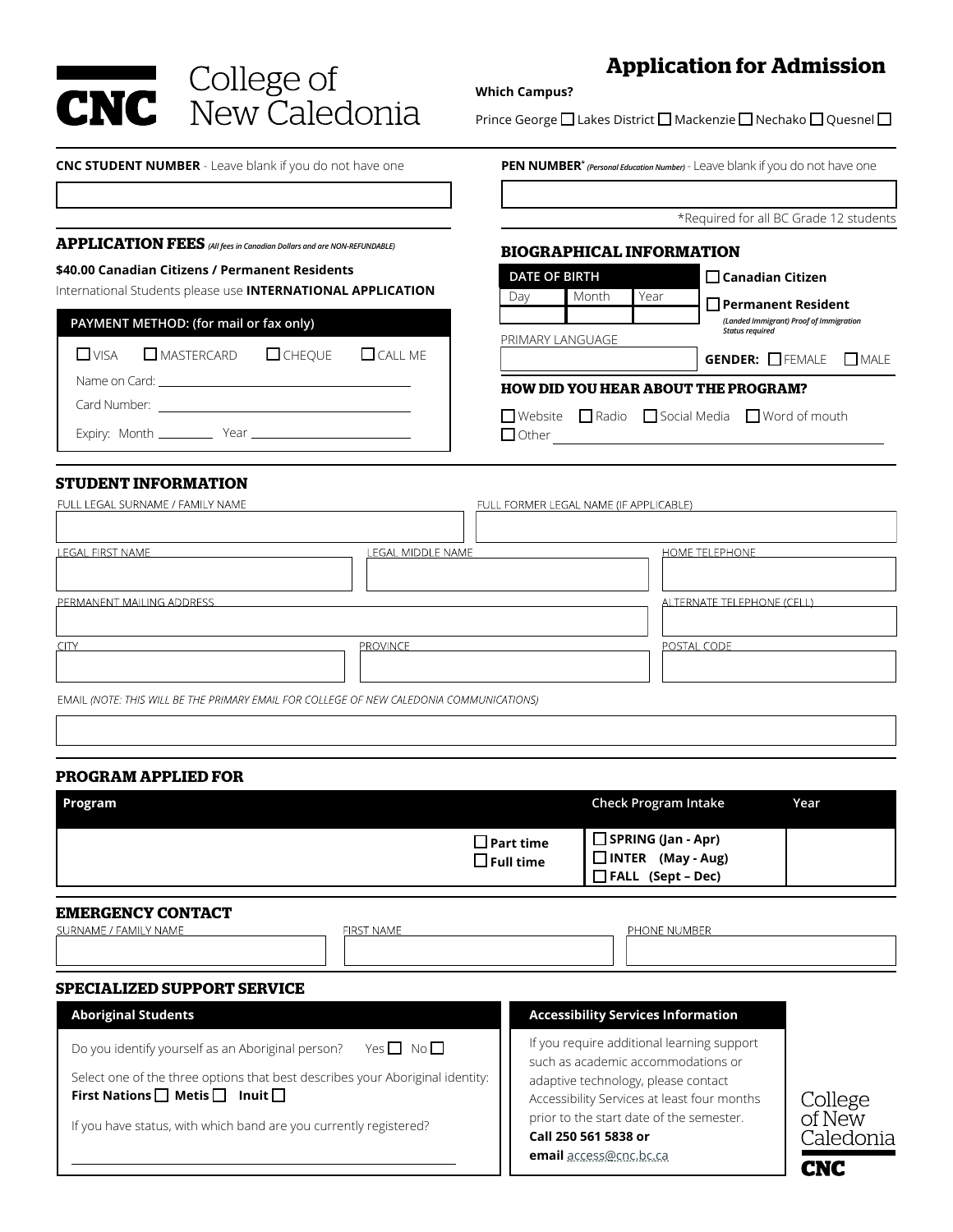# CNC College of New Caledonia

## Application for Admission

**Which Campus?**

Prince George ☐ Lakes District ☐ Mackenzie ☐ Nechako ☐ Quesnel ☐

**CNC STUDENT NUMBER** - Leave blank if you do not have one

**PEN NUMBER*** *(Personal Education Number)* - Leave blank if you do not have one

*Required for all BC Grade 12 students

## APPLICATION FEES *(All fees in Canadian Dollars and are NON-REFUNDABLE)*

**$40.00 Canadian Citizens / Permanent Residents**

International Students please use **INTERNATIONAL APPLICATION**

**PAYMENT METHOD: (for mail or fax only)**

☐ VISA ☐ MASTERCARD ☐ CHEQUE ☐ CALL ME

Name on Card: ____________________

Card Number: ____________________

Expiry: Month ________ Year ____________________

## BIOGRAPHICAL INFORMATION

| DATE OF BIRTH | | |
|---|---|---|
| Day | Month | Year |
| | | |

☐ **Canadian Citizen**

☐ **Permanent Resident**
*(Landed Immigrant) Proof of Immigration Status required*

PRIMARY LANGUAGE

**GENDER:** ☐ FEMALE ☐ MALE

## HOW DID YOU HEAR ABOUT THE PROGRAM?

☐ Website ☐ Radio ☐ Social Media ☐ Word of mouth
☐ Other ____________________

## STUDENT INFORMATION

FULL LEGAL SURNAME / FAMILY NAME

FULL FORMER LEGAL NAME (IF APPLICABLE)

LEGAL FIRST NAME

LEGAL MIDDLE NAME

HOME TELEPHONE

PERMANENT MAILING ADDRESS

ALTERNATE TELEPHONE (CELL)

CITY

PROVINCE

POSTAL CODE

EMAIL *(NOTE: THIS WILL BE THE PRIMARY EMAIL FOR COLLEGE OF NEW CALEDONIA COMMUNICATIONS)*

## PROGRAM APPLIED FOR

| Program | | Check Program Intake | Year |
|---|---|---|---|
| | ☐ **Part time**<br>☐ **Full time** | ☐ **SPRING (Jan - Apr)**<br>☐ **INTER (May - Aug)**<br>☐ **FALL (Sept – Dec)** | |

## EMERGENCY CONTACT

SURNAME / FAMILY NAME

FIRST NAME

PHONE NUMBER

## SPECIALIZED SUPPORT SERVICE

**Aboriginal Students**

Do you identify yourself as an Aboriginal person? Yes ☐ No ☐

Select one of the three options that best describes your Aboriginal identity:
**First Nations** ☐ **Metis** ☐ **Inuit** ☐

If you have status, with which band are you currently registered?

____________________

**Accessibility Services Information**

If you require additional learning support such as academic accommodations or adaptive technology, please contact Accessibility Services at least four months prior to the start date of the semester.
**Call 250 561 5838 or**
**email** access@cnc.bc.ca

College of New Caledonia
CNC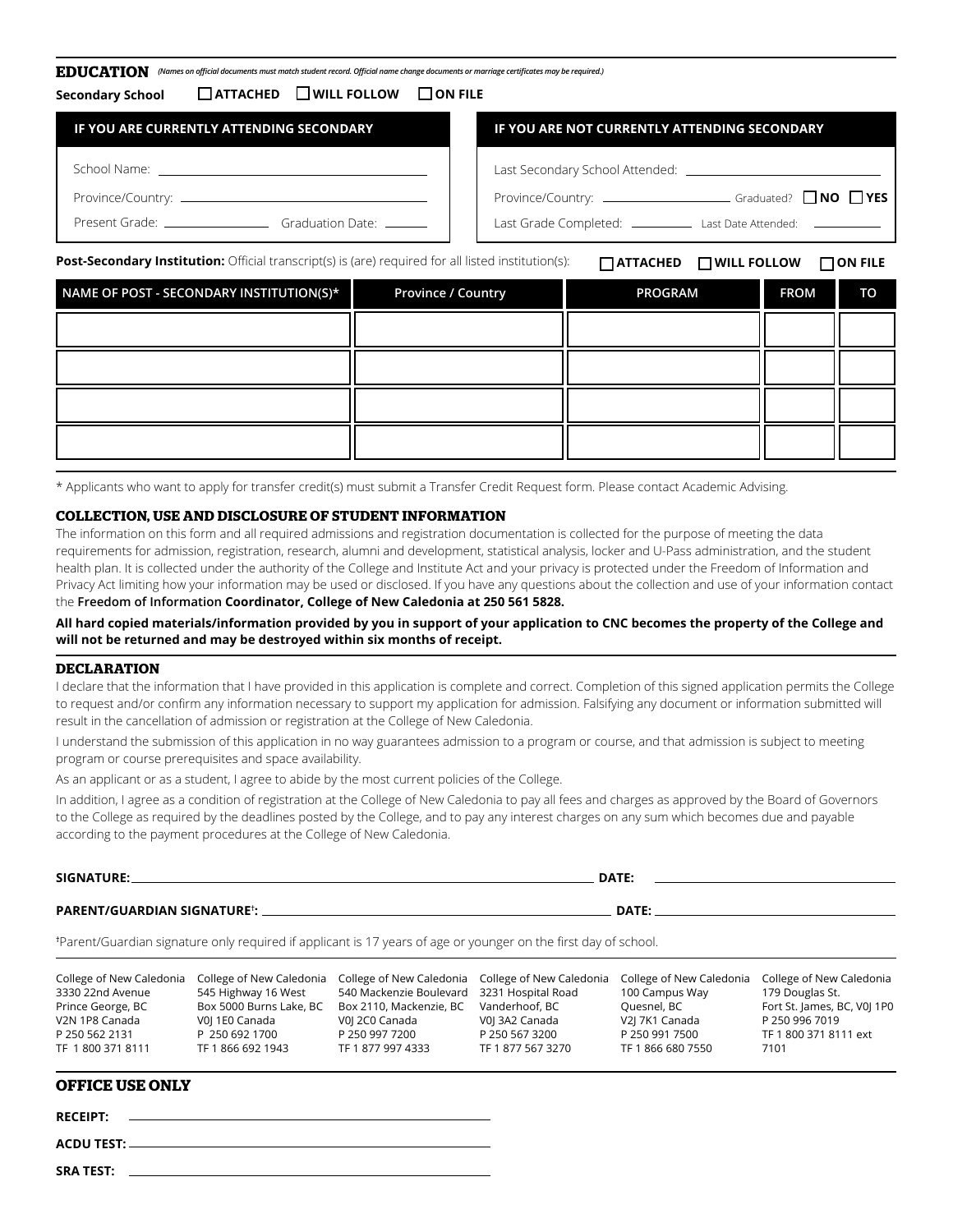## EDUCATION

*(Names on official documents must match student record. Official name change documents or marriage certificates may be required.)*

**Secondary School** ☐ **ATTACHED** ☐ **WILL FOLLOW** ☐ **ON FILE**

| IF YOU ARE CURRENTLY ATTENDING SECONDARY | IF YOU ARE NOT CURRENTLY ATTENDING SECONDARY |
| --- | --- |
| School Name: ______ | Last Secondary School Attended: ______ |
| Province/Country: ______ | Province/Country: ______ Graduated? ☐ **NO** ☐ **YES** |
| Present Grade: ______ Graduation Date: ______ | Last Grade Completed: ______ Last Date Attended: ______ |

**Post-Secondary Institution:** Official transcript(s) is (are) required for all listed institution(s): ☐ **ATTACHED** ☐ **WILL FOLLOW** ☐ **ON FILE**

| NAME OF POST - SECONDARY INSTITUTION(S)* | Province / Country | PROGRAM | FROM | TO |
| --- | --- | --- | --- | --- |
| | | | | |
| | | | | |
| | | | | |
| | | | | |

* Applicants who want to apply for transfer credit(s) must submit a Transfer Credit Request form. Please contact Academic Advising.

## COLLECTION, USE AND DISCLOSURE OF STUDENT INFORMATION

The information on this form and all required admissions and registration documentation is collected for the purpose of meeting the data requirements for admission, registration, research, alumni and development, statistical analysis, locker and U-Pass administration, and the student health plan. It is collected under the authority of the College and Institute Act and your privacy is protected under the Freedom of Information and Privacy Act limiting how your information may be used or disclosed. If you have any questions about the collection and use of your information contact the **Freedom of Information Coordinator, College of New Caledonia at 250 561 5828.**

**All hard copied materials/information provided by you in support of your application to CNC becomes the property of the College and will not be returned and may be destroyed within six months of receipt.**

## DECLARATION

I declare that the information that I have provided in this application is complete and correct. Completion of this signed application permits the College to request and/or confirm any information necessary to support my application for admission. Falsifying any document or information submitted will result in the cancellation of admission or registration at the College of New Caledonia.

I understand the submission of this application in no way guarantees admission to a program or course, and that admission is subject to meeting program or course prerequisites and space availability.

As an applicant or as a student, I agree to abide by the most current policies of the College.

In addition, I agree as a condition of registration at the College of New Caledonia to pay all fees and charges as approved by the Board of Governors to the College as required by the deadlines posted by the College, and to pay any interest charges on any sum which becomes due and payable according to the payment procedures at the College of New Caledonia.

**SIGNATURE:** ______ **DATE:** ______

**PARENT/GUARDIAN SIGNATURE†:** ______ **DATE:** ______

†Parent/Guardian signature only required if applicant is 17 years of age or younger on the first day of school.

College of New Caledonia
3330 22nd Avenue
Prince George, BC
V2N 1P8 Canada
P 250 562 2131
TF 1 800 371 8111

College of New Caledonia
545 Highway 16 West
Box 5000 Burns Lake, BC
V0J 1E0 Canada
P 250 692 1700
TF 1 866 692 1943

College of New Caledonia
540 Mackenzie Boulevard
Box 2110, Mackenzie, BC
V0J 2C0 Canada
P 250 997 7200
TF 1 877 997 4333

College of New Caledonia
3231 Hospital Road
Vanderhoof, BC
V0J 3A2 Canada
P 250 567 3200
TF 1 877 567 3270

College of New Caledonia
100 Campus Way
Quesnel, BC
V2J 7K1 Canada
P 250 991 7500
TF 1 866 680 7550

College of New Caledonia
179 Douglas St.
Fort St. James, BC, V0J 1P0
P 250 996 7019
TF 1 800 371 8111 ext 7101

## OFFICE USE ONLY

**RECEIPT:** ______

**ACDU TEST:** ______

**SRA TEST:** ______